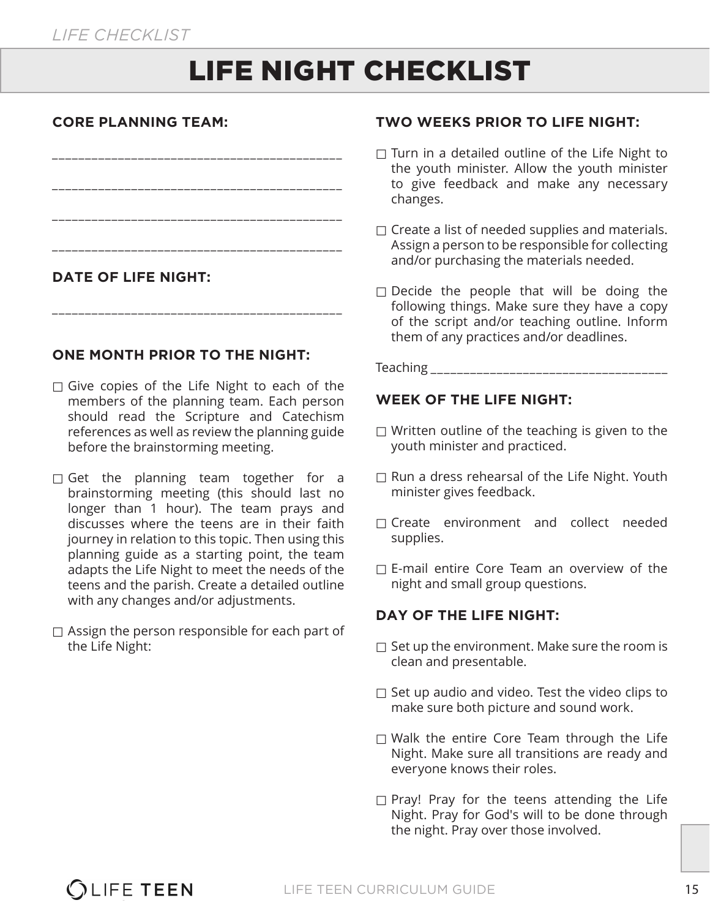# LIFE NIGHT CHECKLIST

**CORE PLANNING TEAM:**

___________________________________________

___________________________________________

___________________________________________

___________________________________________

**DATE OF LIFE NIGHT:**

___________________________________________

**ONE MONTH PRIOR TO THE NIGHT:**

- ☐ Give copies of the Life Night to each of the members of the planning team. Each person should read the Scripture and Catechism references as well as review the planning guide before the brainstorming meeting.
- ☐ Get the planning team together for a brainstorming meeting (this should last no longer than 1 hour). The team prays and discusses where the teens are in their faith journey in relation to this topic. Then using this planning guide as a starting point, the team adapts the Life Night to meet the needs of the teens and the parish. Create a detailed outline with any changes and/or adjustments.
- ☐ Assign the person responsible for each part of the Life Night:

**TWO WEEKS PRIOR TO LIFE NIGHT:**

- ☐ Turn in a detailed outline of the Life Night to the youth minister. Allow the youth minister to give feedback and make any necessary changes.
- ☐ Create a list of needed supplies and materials. Assign a person to be responsible for collecting and/or purchasing the materials needed.
- ☐ Decide the people that will be doing the following things. Make sure they have a copy of the script and/or teaching outline. Inform them of any practices and/or deadlines.

Teaching ___________________________________

**WEEK OF THE LIFE NIGHT:**

- ☐ Written outline of the teaching is given to the youth minister and practiced.
- ☐ Run a dress rehearsal of the Life Night. Youth minister gives feedback.
- ☐ Create environment and collect needed supplies.
- ☐ E-mail entire Core Team an overview of the night and small group questions.

**DAY OF THE LIFE NIGHT:**

- ☐ Set up the environment. Make sure the room is clean and presentable.
- ☐ Set up audio and video. Test the video clips to make sure both picture and sound work.
- ☐ Walk the entire Core Team through the Life Night. Make sure all transitions are ready and everyone knows their roles.
- ☐ Pray! Pray for the teens attending the Life Night. Pray for God's will to be done through the night. Pray over those involved.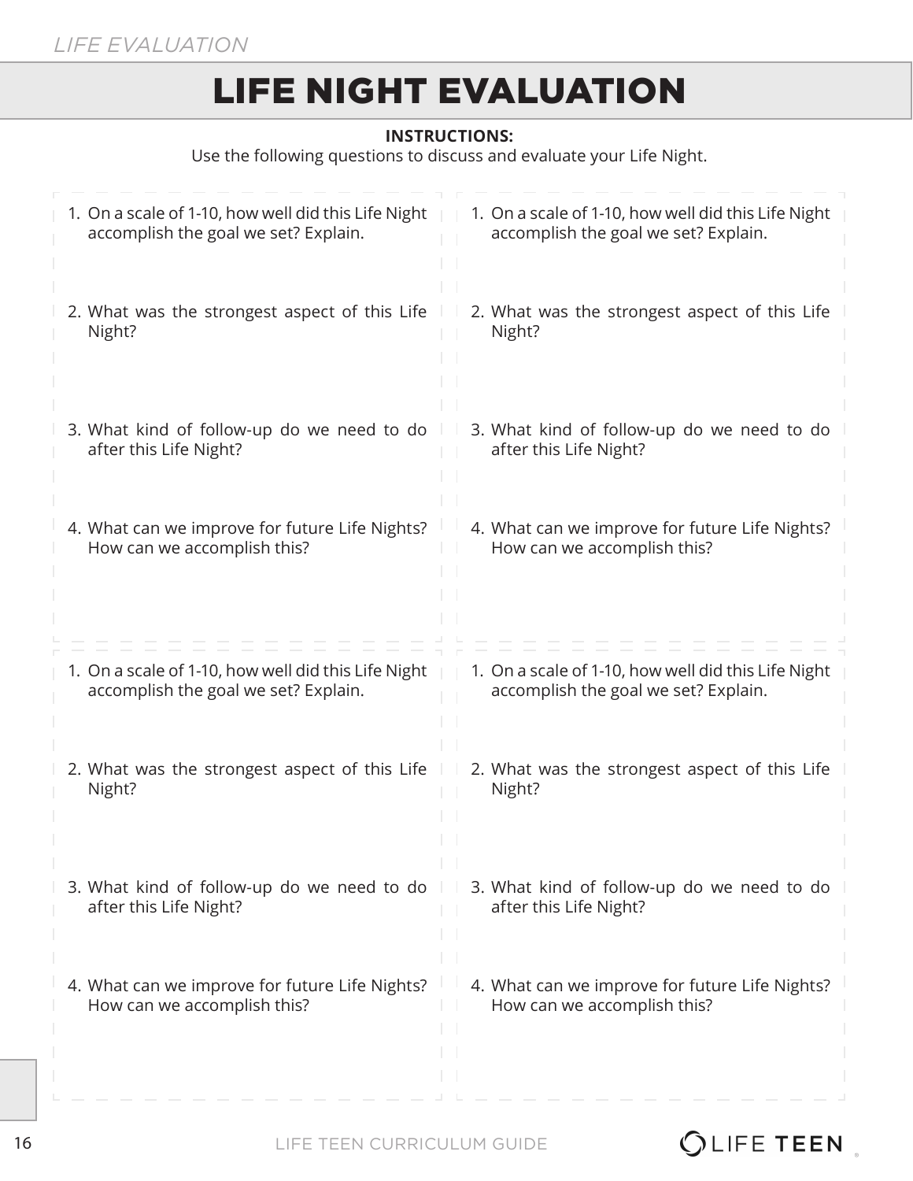# LIFE NIGHT EVALUATION

**INSTRUCTIONS:**
Use the following questions to discuss and evaluate your Life Night.

1. On a scale of 1-10, how well did this Life Night accomplish the goal we set? Explain.
2. What was the strongest aspect of this Life Night?
3. What kind of follow-up do we need to do after this Life Night?
4. What can we improve for future Life Nights? How can we accomplish this?

---

1. On a scale of 1-10, how well did this Life Night accomplish the goal we set? Explain.
2. What was the strongest aspect of this Life Night?
3. What kind of follow-up do we need to do after this Life Night?
4. What can we improve for future Life Nights? How can we accomplish this?

---

1. On a scale of 1-10, how well did this Life Night accomplish the goal we set? Explain.
2. What was the strongest aspect of this Life Night?
3. What kind of follow-up do we need to do after this Life Night?
4. What can we improve for future Life Nights? How can we accomplish this?

---

1. On a scale of 1-10, how well did this Life Night accomplish the goal we set? Explain.
2. What was the strongest aspect of this Life Night?
3. What kind of follow-up do we need to do after this Life Night?
4. What can we improve for future Life Nights? How can we accomplish this?